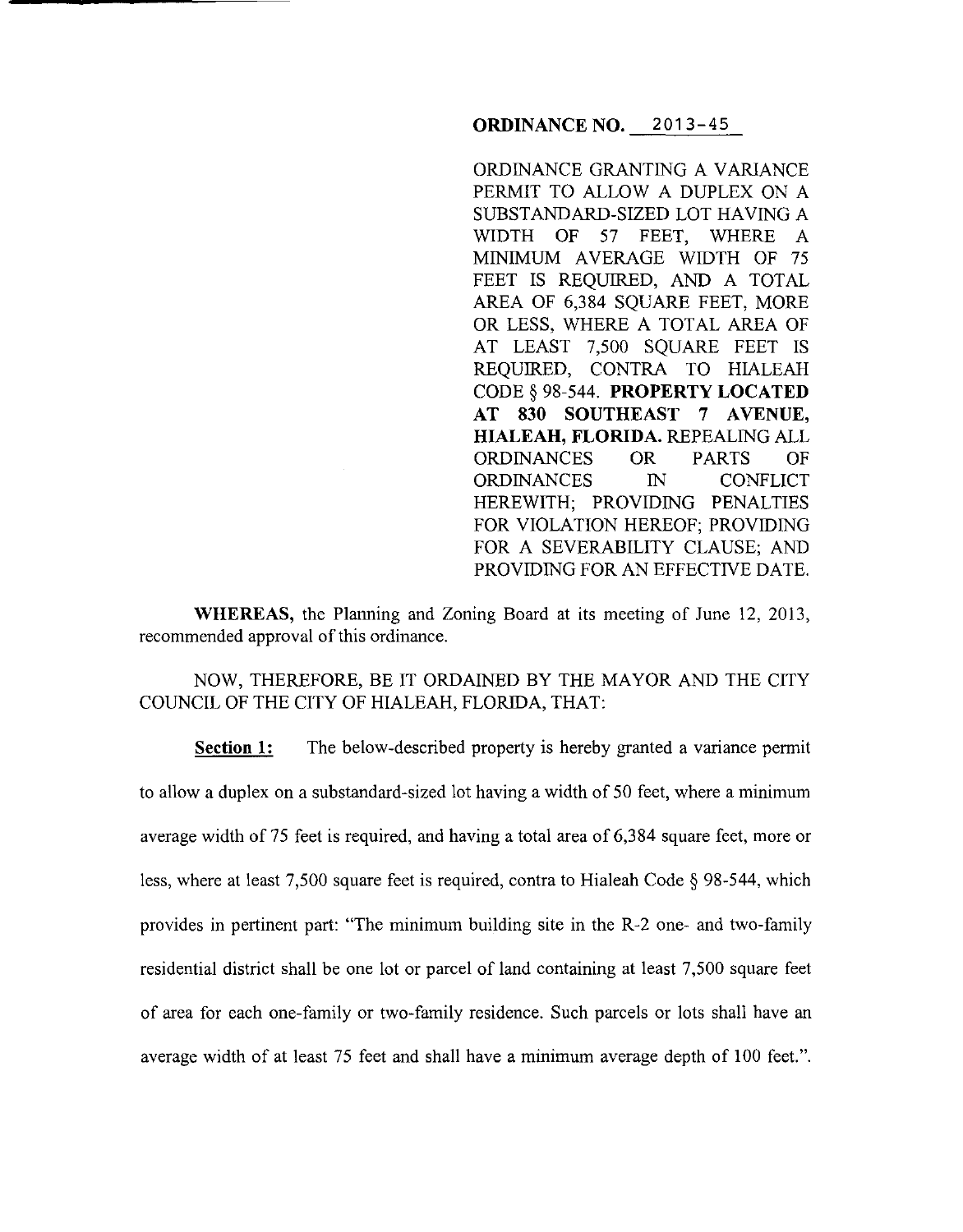**ORDINANCE NO. 2013-45**

ORDINANCE GRANTING A VARIANCE PERMIT TO ALLOW A DUPLEX ON A SUBSTANDARD-SIZED LOT HAVING A WIDTH OF 57 FEET, WHERE A MINIMUM AVERAGE WIDTH OF 75 FEET IS REQUIRED, AND A TOTAL AREA OF 6,384 SQUARE FEET, MORE OR LESS, WHERE A TOTAL AREA OF AT LEAST 7,500 SQUARE FEET IS REQUIRED, CONTRA TO HIALEAH CODE § 98-544. **PROPERTY LOCATED AT 830 SOUTHEAST 7 AVENUE, HIALEAH, FLORIDA.** REPEALING ALL ORDINANCES OR PARTS OF ORDINANCES IN CONFLICT HEREWITH; PROVIDING PENALTIES FOR VIOLATION HEREOF; PROVIDING FOR A SEVERABILITY CLAUSE; AND PROVIDING FOR AN EFFECTIVE DATE.

**WHEREAS,** the Planning and Zoning Board at its meeting of June 12, 2013, recommended approval of this ordinance.

NOW, THEREFORE, BE IT ORDAINED BY THE MAYOR AND THE CITY COUNCIL OF THE CITY OF HIALEAH, FLORIDA, THAT:

**Section 1:** The below-described property is hereby granted a variance permit to allow a duplex on a substandard-sized lot having a width of 50 feet, where a minimum average width of 75 feet is required, and having a total area of 6,384 square feet, more or less, where at least 7,500 square feet is required, contra to Hialeah Code § 98-544, which provides in pertinent part: "The minimum building site in the R-2 one- and two-family residential district shall be one lot or parcel of land containing at least 7,500 square feet of area for each one-family or two-family residence. Such parcels or lots shall have an average width of at least 75 feet and shall have a minimum average depth of 100 feet.".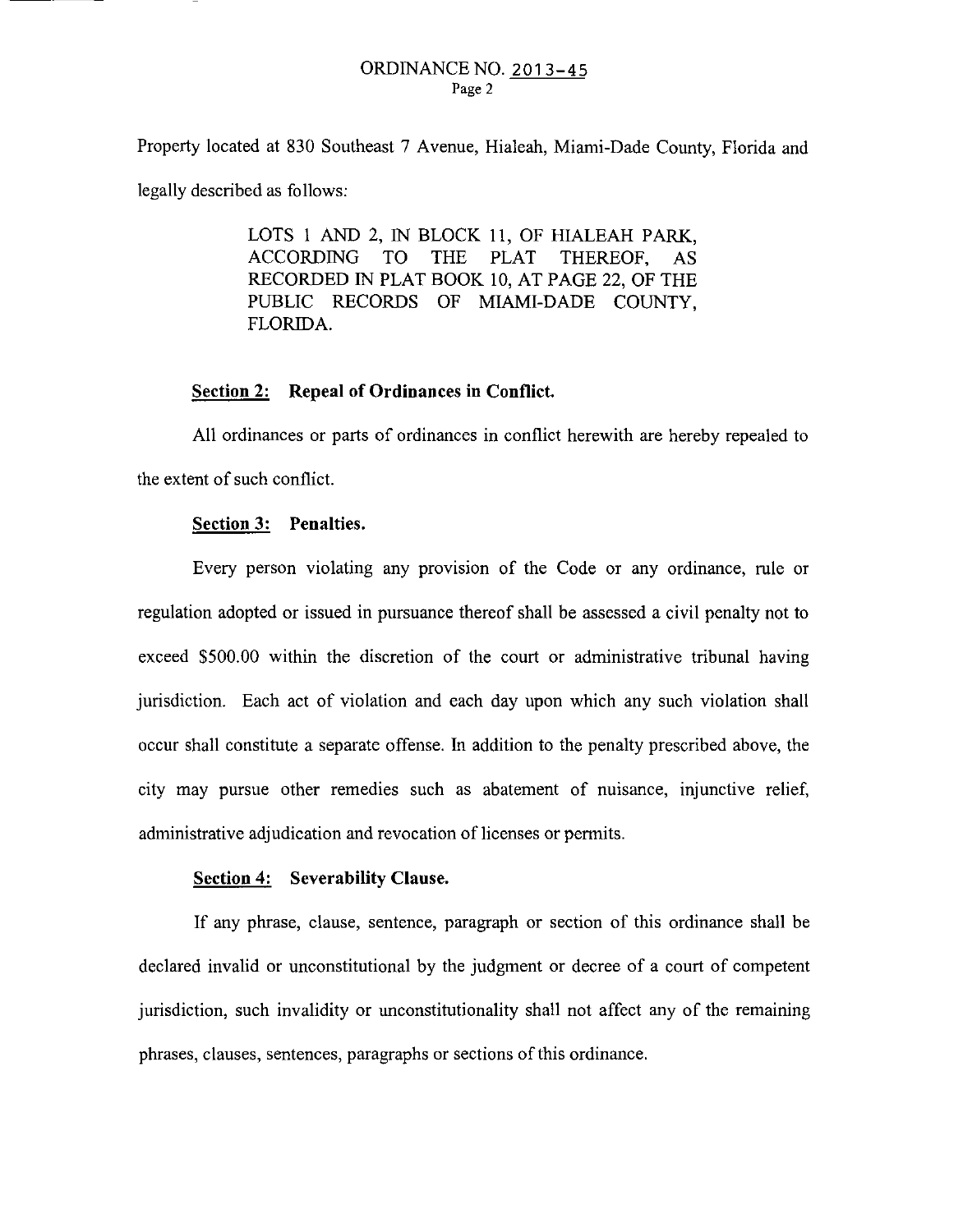Property located at 830 Southeast 7 Avenue, Hialeah, Miami-Dade County, Florida and legally described as follows:

> LOTS 1 AND 2, IN BLOCK 11, OF HIALEAH PARK, ACCORDING TO THE PLAT THEREOF, AS RECORDED IN PLAT BOOK 10, AT PAGE 22, OF THE PUBLIC RECORDS OF MIAMI-DADE COUNTY, FLORIDA.

**Section 2: Repeal of Ordinances in Conflict.**

All ordinances or parts of ordinances in conflict herewith are hereby repealed to the extent of such conflict.

**Section 3: Penalties.**

Every person violating any provision of the Code or any ordinance, rule or regulation adopted or issued in pursuance thereof shall be assessed a civil penalty not to exceed $500.00 within the discretion of the court or administrative tribunal having jurisdiction. Each act of violation and each day upon which any such violation shall occur shall constitute a separate offense. In addition to the penalty prescribed above, the city may pursue other remedies such as abatement of nuisance, injunctive relief, administrative adjudication and revocation of licenses or permits.

**Section 4: Severability Clause.**

If any phrase, clause, sentence, paragraph or section of this ordinance shall be declared invalid or unconstitutional by the judgment or decree of a court of competent jurisdiction, such invalidity or unconstitutionality shall not affect any of the remaining phrases, clauses, sentences, paragraphs or sections of this ordinance.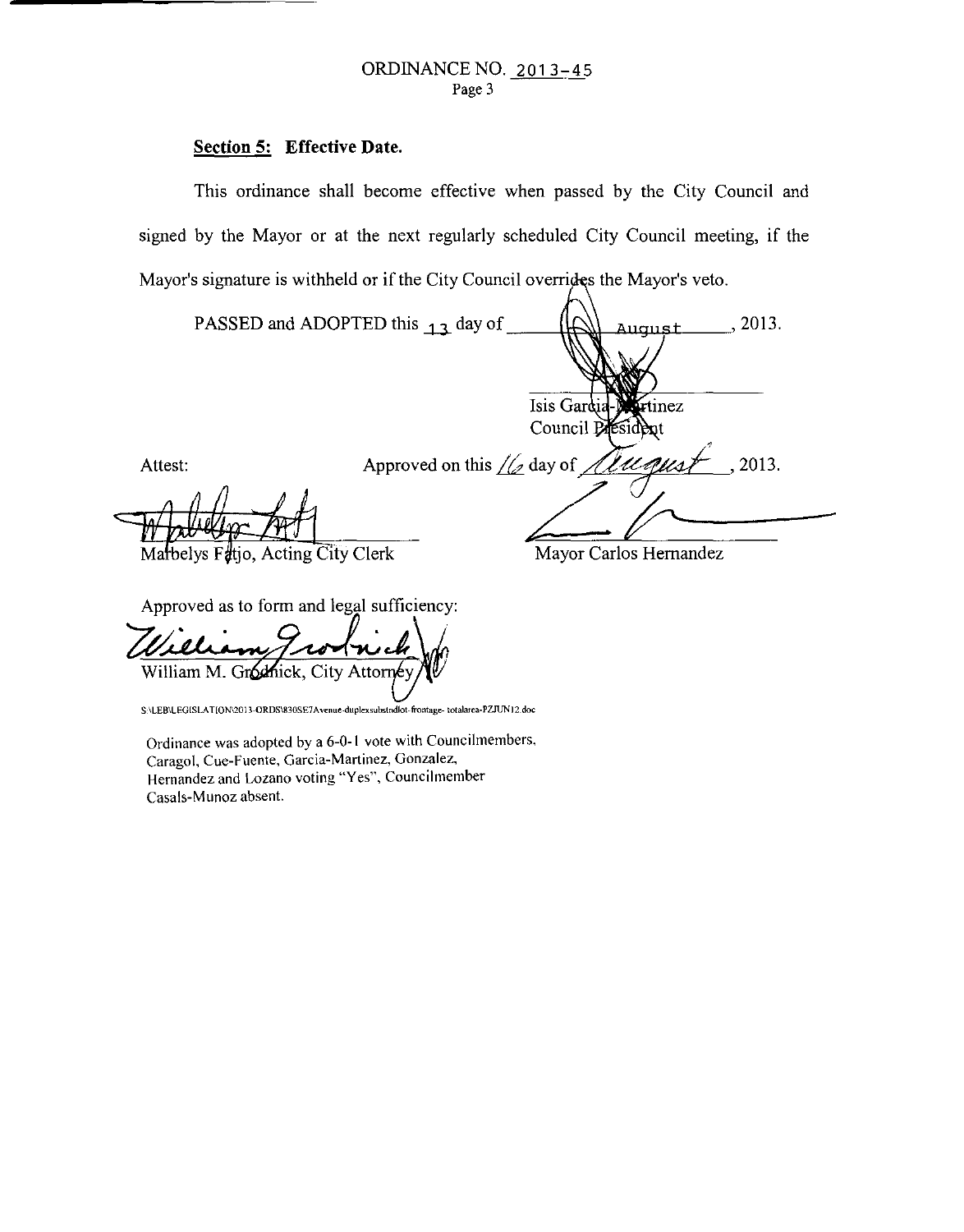ORDINANCE NO. 2013-45

Page 3

**Section 5: Effective Date.**

This ordinance shall become effective when passed by the City Council and signed by the Mayor or at the next regularly scheduled City Council meeting, if the Mayor's signature is withheld or if the City Council overrides the Mayor's veto.

PASSED and ADOPTED this 13 day of August, 2013.

Isis Garcia-Martinez
Council President

Attest:

Approved on this 16 day of August, 2013.

Marbelys Fatjo, Acting City Clerk

Mayor Carlos Hernandez

Approved as to form and legal sufficiency:

William M. Grodnick, City Attorney

S:\LEB\LEGISLATION\2013-ORDS\830SE7Avenue-duplexsubstndlot-frontage- totalarea-PZJUN12.doc

Ordinance was adopted by a 6-0-1 vote with Councilmembers, Caragol, Cue-Fuente, Garcia-Martinez, Gonzalez, Hernandez and Lozano voting "Yes", Councilmember Casals-Munoz absent.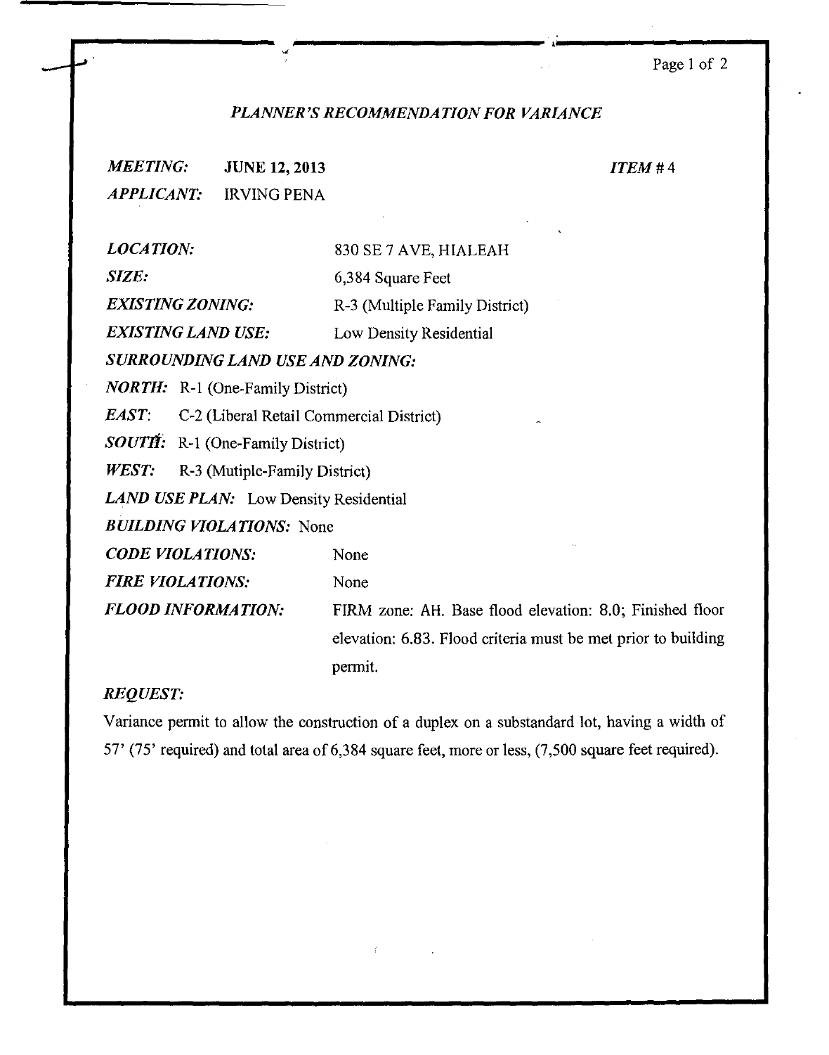## *PLANNER'S RECOMMENDATION FOR VARIANCE*

***MEETING:*** **JUNE 12, 2013** ***ITEM #*** 4

***APPLICANT:*** IRVING PENA

***LOCATION:*** 830 SE 7 AVE, HIALEAH

***SIZE:*** 6,384 Square Feet

***EXISTING ZONING:*** R-3 (Multiple Family District)

***EXISTING LAND USE:*** Low Density Residential

***SURROUNDING LAND USE AND ZONING:***

***NORTH:*** R-1 (One-Family District)

***EAST:*** C-2 (Liberal Retail Commercial District)

***SOUTH:*** R-1 (One-Family District)

***WEST:*** R-3 (Mutiple-Family District)

***LAND USE PLAN:*** Low Density Residential

***BUILDING VIOLATIONS:*** None

***CODE VIOLATIONS:*** None

***FIRE VIOLATIONS:*** None

***FLOOD INFORMATION:*** FIRM zone: AH. Base flood elevation: 8.0; Finished floor elevation: 6.83. Flood criteria must be met prior to building permit.

***REQUEST:***

Variance permit to allow the construction of a duplex on a substandard lot, having a width of 57' (75' required) and total area of 6,384 square feet, more or less, (7,500 square feet required).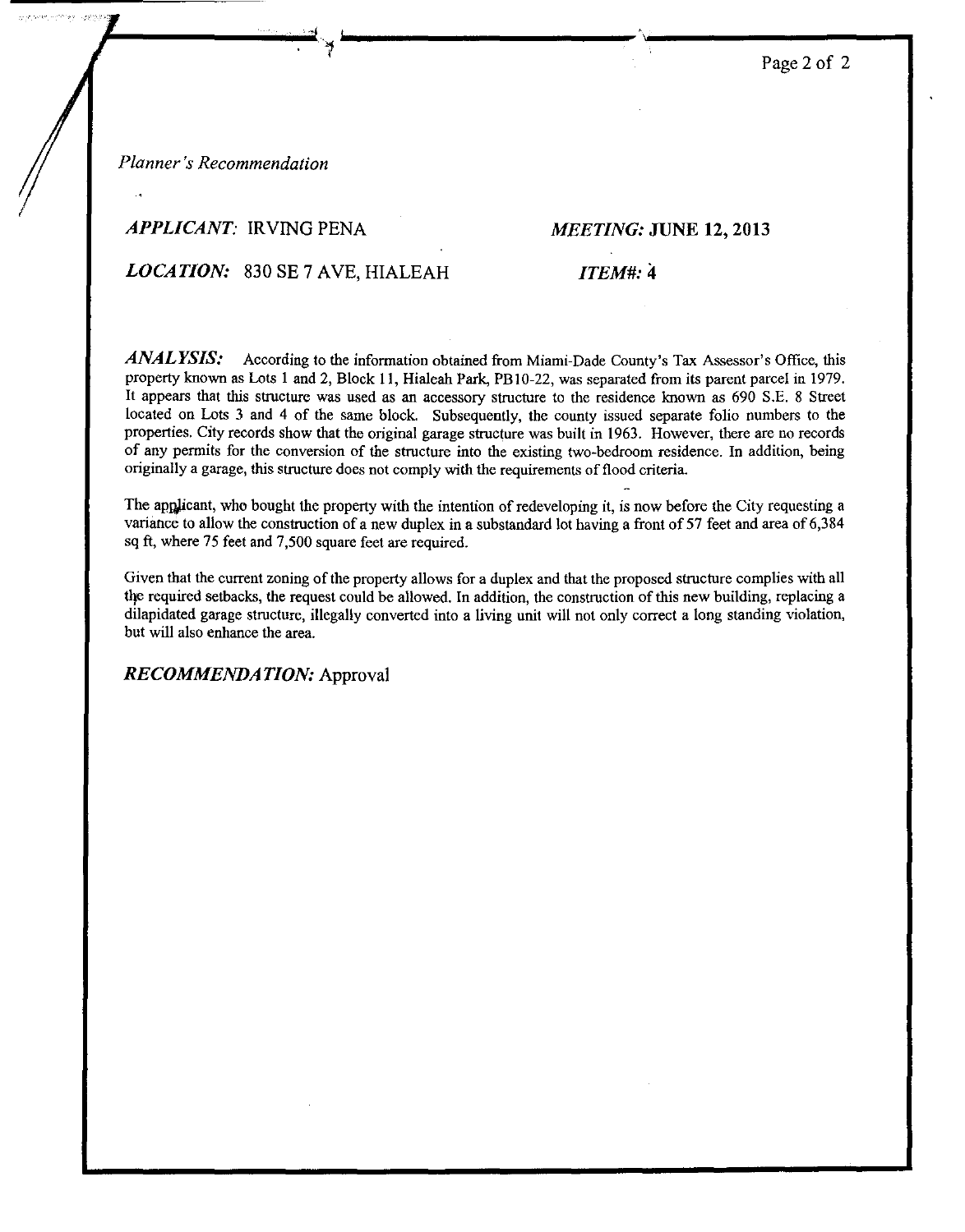*Planner's Recommendation*

***APPLICANT:*** IRVING PENA ***MEETING:*** **JUNE 12, 2013**

***LOCATION:*** 830 SE 7 AVE, HIALEAH ***ITEM#:*** **4**

***ANALYSIS:*** According to the information obtained from Miami-Dade County's Tax Assessor's Office, this property known as Lots 1 and 2, Block 11, Hialeah Park, PB10-22, was separated from its parent parcel in 1979. It appears that this structure was used as an accessory structure to the residence known as 690 S.E. 8 Street located on Lots 3 and 4 of the same block. Subsequently, the county issued separate folio numbers to the properties. City records show that the original garage structure was built in 1963. However, there are no records of any permits for the conversion of the structure into the existing two-bedroom residence. In addition, being originally a garage, this structure does not comply with the requirements of flood criteria.

The applicant, who bought the property with the intention of redeveloping it, is now before the City requesting a variance to allow the construction of a new duplex in a substandard lot having a front of 57 feet and area of 6,384 sq ft, where 75 feet and 7,500 square feet are required.

Given that the current zoning of the property allows for a duplex and that the proposed structure complies with all the required setbacks, the request could be allowed. In addition, the construction of this new building, replacing a dilapidated garage structure, illegally converted into a living unit will not only correct a long standing violation, but will also enhance the area.

***RECOMMENDATION:*** Approval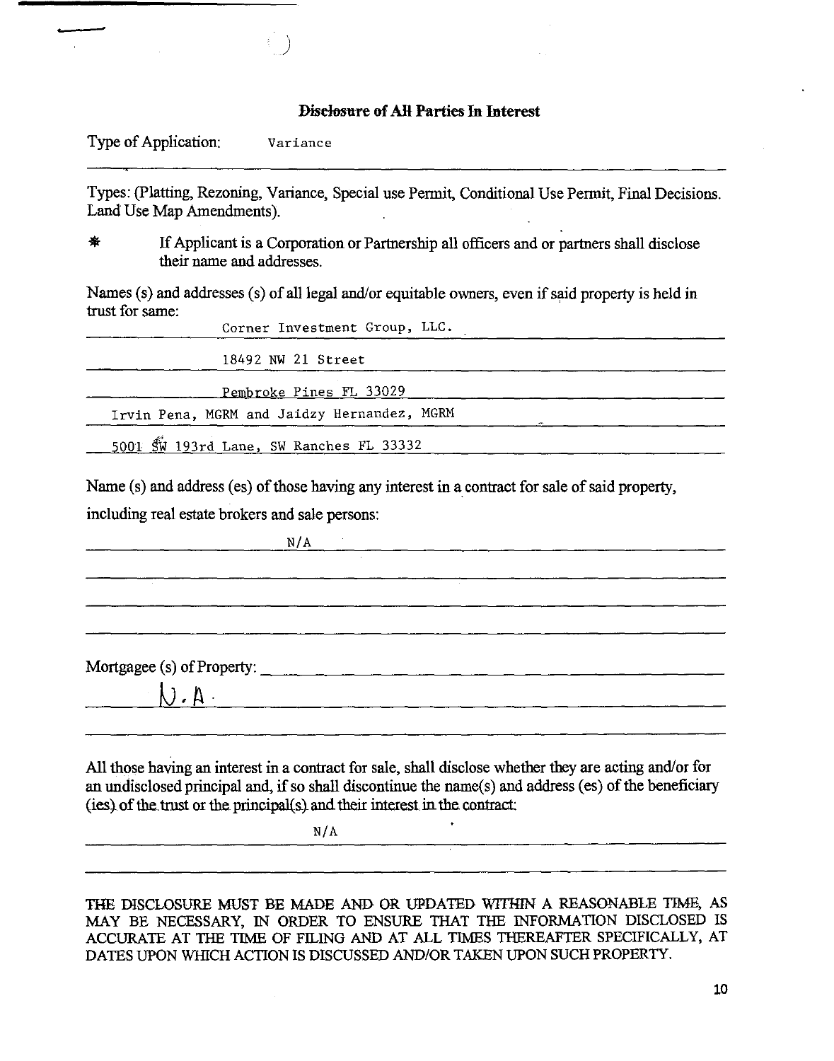## Disclosure of All Parties In Interest

Type of Application: Variance

Types: (Platting, Rezoning, Variance, Special use Permit, Conditional Use Permit, Final Decisions. Land Use Map Amendments).

* If Applicant is a Corporation or Partnership all officers and or partners shall disclose their name and addresses.

Names (s) and addresses (s) of all legal and/or equitable owners, even if said property is held in trust for same:

Corner Investment Group, LLC.

18492 NW 21 Street

Pembroke Pines FL 33029

Irvin Pena, MGRM and Jaidzy Hernandez, MGRM

5001 SW 193rd Lane, SW Ranches FL 33332

Name (s) and address (es) of those having any interest in a contract for sale of said property, including real estate brokers and sale persons:

N/A

Mortgagee (s) of Property:

N.A.

All those having an interest in a contract for sale, shall disclose whether they are acting and/or for an undisclosed principal and, if so shall discontinue the name(s) and address (es) of the beneficiary (ies) of the trust or the principal(s) and their interest in the contract:

N/A

THE DISCLOSURE MUST BE MADE AND OR UPDATED WITHIN A REASONABLE TIME, AS MAY BE NECESSARY, IN ORDER TO ENSURE THAT THE INFORMATION DISCLOSED IS ACCURATE AT THE TIME OF FILING AND AT ALL TIMES THEREAFTER SPECIFICALLY, AT DATES UPON WHICH ACTION IS DISCUSSED AND/OR TAKEN UPON SUCH PROPERTY.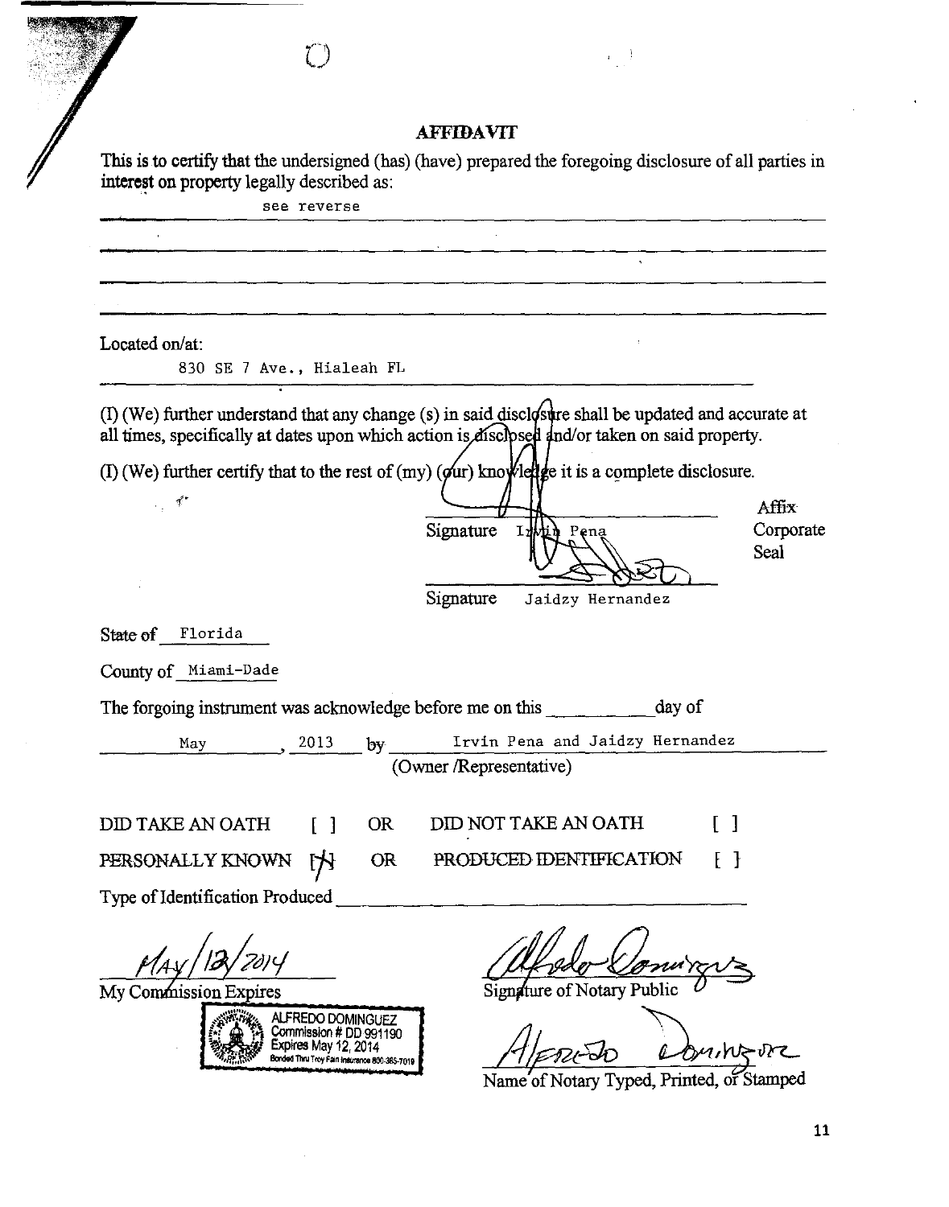# AFFIDAVIT

This is to certify that the undersigned (has) (have) prepared the foregoing disclosure of all parties in interest on property legally described as:

see reverse

Located on/at:

830 SE 7 Ave., Hialeah FL

(I) (We) further understand that any change (s) in said disclosure shall be updated and accurate at all times, specifically at dates upon which action is disclosed and/or taken on said property.

(I) (We) further certify that to the rest of (my) (our) knowledge it is a complete disclosure.

Signature Irvin Pena

Signature Jaidzy Hernandez

Affix Corporate Seal

State of Florida

County of Miami-Dade

The forgoing instrument was acknowledge before me on this ____________ day of

May , 2013 by Irvin Pena and Jaidzy Hernandez

(Owner /Representative)

DID TAKE AN OATH [ ] OR DID NOT TAKE AN OATH [ ]

PERSONALLY KNOWN [X] OR PRODUCED IDENTIFICATION [ ]

Type of Identification Produced ____________________

May/12/2014

My Commission Expires

ALFREDO DOMINGUEZ
Commission # DD 991190
Expires May 12, 2014
Bonded Thru Troy Fain Insurance 800-385-7019

Signature of Notary Public

Alfredo Dominguez

Name of Notary Typed, Printed, or Stamped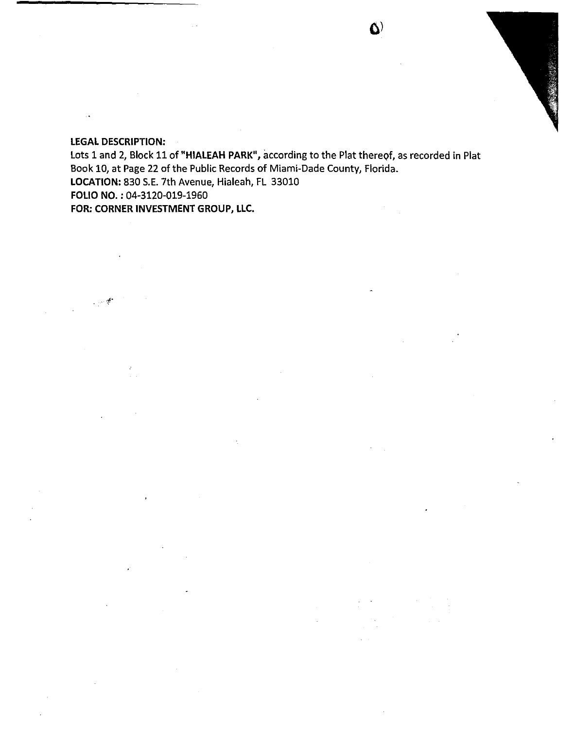**LEGAL DESCRIPTION:**

Lots 1 and 2, Block 11 of **"HIALEAH PARK"**, according to the Plat thereof, as recorded in Plat Book 10, at Page 22 of the Public Records of Miami-Dade County, Florida.

**LOCATION:** 830 S.E. 7th Avenue, Hialeah, FL 33010

**FOLIO NO. :** 04-3120-019-1960

**FOR: CORNER INVESTMENT GROUP, LLC.**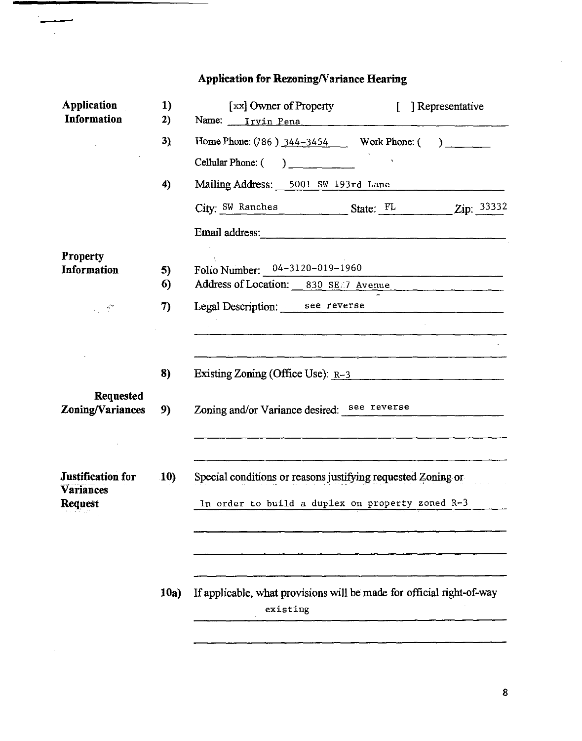# Application for Rezoning/Variance Hearing

**Application Information**

1) [xx] Owner of Property [ ] Representative

2) Name: Irvin Pena

3) Home Phone: (786 ) 344-3454 Work Phone: ( ) ________

Cellular Phone: ( ) ________

4) Mailing Address: 5001 SW 193rd Lane

City: SW Ranches State: FL Zip: 33332

Email address: ________

**Property Information**

5) Folio Number: 04-3120-019-1960

6) Address of Location: 830 SE 7 Avenue

7) Legal Description: see reverse

8) Existing Zoning (Office Use): R-3

**Requested Zoning/Variances**

9) Zoning and/or Variance desired: see reverse

**Justification for Variances Request**

10) Special conditions or reasons justifying requested Zoning or

In order to build a duplex on property zoned R-3

10a) If applicable, what provisions will be made for official right-of-way

existing